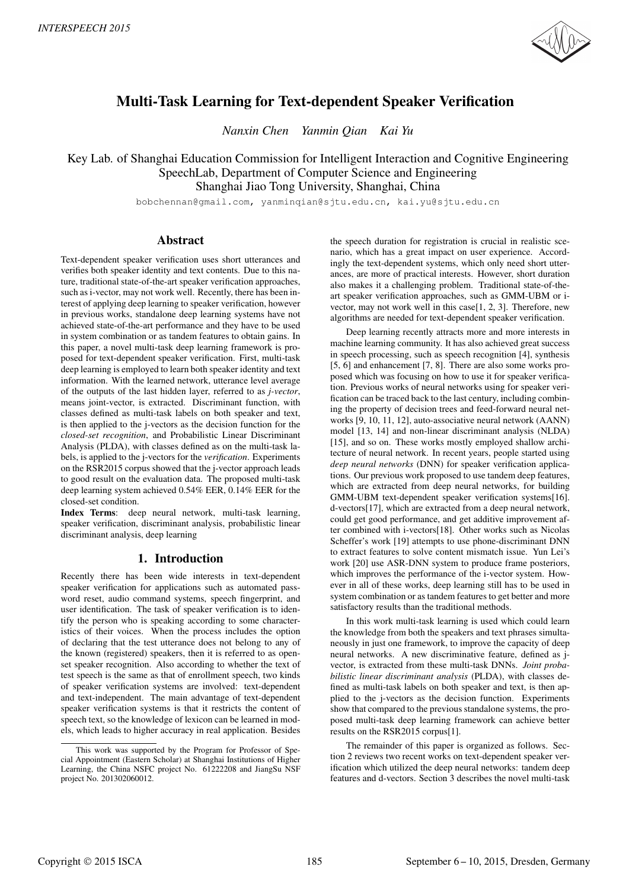# Multi-Task Learning for Text-dependent Speaker Verification

*Nanxin Chen Yanmin Qian Kai Yu*

Key Lab. of Shanghai Education Commission for Intelligent Interaction and Cognitive Engineering
SpeechLab, Department of Computer Science and Engineering
Shanghai Jiao Tong University, Shanghai, China

bobchennan@gmail.com, yanminqian@sjtu.edu.cn, kai.yu@sjtu.edu.cn

## Abstract

Text-dependent speaker verification uses short utterances and verifies both speaker identity and text contents. Due to this nature, traditional state-of-the-art speaker verification approaches, such as i-vector, may not work well. Recently, there has been interest of applying deep learning to speaker verification, however in previous works, standalone deep learning systems have not achieved state-of-the-art performance and they have to be used in system combination or as tandem features to obtain gains. In this paper, a novel multi-task deep learning framework is proposed for text-dependent speaker verification. First, multi-task deep learning is employed to learn both speaker identity and text information. With the learned network, utterance level average of the outputs of the last hidden layer, referred to as *j-vector*, means joint-vector, is extracted. Discriminant function, with classes defined as multi-task labels on both speaker and text, is then applied to the j-vectors as the decision function for the *closed-set recognition*, and Probabilistic Linear Discriminant Analysis (PLDA), with classes defined as on the multi-task labels, is applied to the j-vectors for the *verification*. Experiments on the RSR2015 corpus showed that the j-vector approach leads to good result on the evaluation data. The proposed multi-task deep learning system achieved 0.54% EER, 0.14% EER for the closed-set condition.

**Index Terms**: deep neural network, multi-task learning, speaker verification, discriminant analysis, probabilistic linear discriminant analysis, deep learning

## 1. Introduction

Recently there has been wide interests in text-dependent speaker verification for applications such as automated password reset, audio command systems, speech fingerprint, and user identification. The task of speaker verification is to identify the person who is speaking according to some characteristics of their voices. When the process includes the option of declaring that the test utterance does not belong to any of the known (registered) speakers, then it is referred to as open-set speaker recognition. Also according to whether the text of test speech is the same as that of enrollment speech, two kinds of speaker verification systems are involved: text-dependent and text-independent. The main advantage of text-dependent speaker verification systems is that it restricts the content of speech text, so the knowledge of lexicon can be learned in models, which leads to higher accuracy in real application. Besides the speech duration for registration is crucial in realistic scenario, which has a great impact on user experience. Accordingly the text-dependent systems, which only need short utterances, are more of practical interests. However, short duration also makes it a challenging problem. Traditional state-of-the-art speaker verification approaches, such as GMM-UBM or i-vector, may not work well in this case[1, 2, 3]. Therefore, new algorithms are needed for text-dependent speaker verification.

Deep learning recently attracts more and more interests in machine learning community. It has also achieved great success in speech processing, such as speech recognition [4], synthesis [5, 6] and enhancement [7, 8]. There are also some works proposed which was focusing on how to use it for speaker verification. Previous works of neural networks using for speaker verification can be traced back to the last century, including combining the property of decision trees and feed-forward neural networks [9, 10, 11, 12], auto-associative neural network (AANN) model [13, 14] and non-linear discriminant analysis (NLDA) [15], and so on. These works mostly employed shallow architecture of neural network. In recent years, people started using *deep neural networks* (DNN) for speaker verification applications. Our previous work proposed to use tandem deep features, which are extracted from deep neural networks, for building GMM-UBM text-dependent speaker verification systems[16]. d-vectors[17], which are extracted from a deep neural network, could get good performance, and get additive improvement after combined with i-vectors[18]. Other works such as Nicolas Scheffer's work [19] attempts to use phone-discriminant DNN to extract features to solve content mismatch issue. Yun Lei's work [20] use ASR-DNN system to produce frame posteriors, which improves the performance of the i-vector system. However in all of these works, deep learning still has to be used in system combination or as tandem features to get better and more satisfactory results than the traditional methods.

In this work multi-task learning is used which could learn the knowledge from both the speakers and text phrases simultaneously in just one framework, to improve the capacity of deep neural networks. A new discriminative feature, defined as j-vector, is extracted from these multi-task DNNs. *Joint probabilistic linear discriminant analysis* (PLDA), with classes defined as multi-task labels on both speaker and text, is then applied to the j-vectors as the decision function. Experiments show that compared to the previous standalone systems, the proposed multi-task deep learning framework can achieve better results on the RSR2015 corpus[1].

The remainder of this paper is organized as follows. Section 2 reviews two recent works on text-dependent speaker verification which utilized the deep neural networks: tandem deep features and d-vectors. Section 3 describes the novel multi-task

This work was supported by the Program for Professor of Special Appointment (Eastern Scholar) at Shanghai Institutions of Higher Learning, the China NSFC project No. 61222208 and JiangSu NSF project No. 201302060012.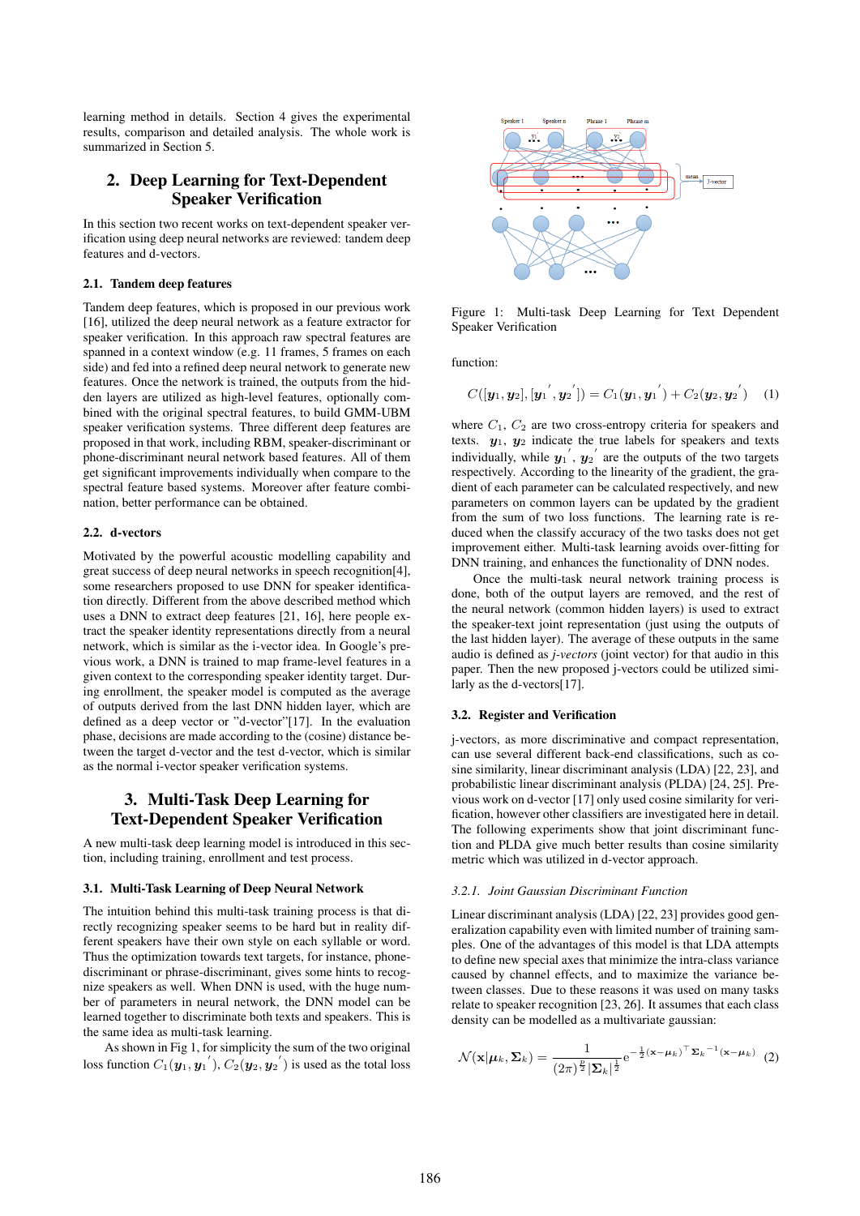learning method in details. Section 4 gives the experimental results, comparison and detailed analysis. The whole work is summarized in Section 5.

## 2. Deep Learning for Text-Dependent Speaker Verification

In this section two recent works on text-dependent speaker verification using deep neural networks are reviewed: tandem deep features and d-vectors.

### 2.1. Tandem deep features

Tandem deep features, which is proposed in our previous work [16], utilized the deep neural network as a feature extractor for speaker verification. In this approach raw spectral features are spanned in a context window (e.g. 11 frames, 5 frames on each side) and fed into a refined deep neural network to generate new features. Once the network is trained, the outputs from the hidden layers are utilized as high-level features, optionally combined with the original spectral features, to build GMM-UBM speaker verification systems. Three different deep features are proposed in that work, including RBM, speaker-discriminant or phone-discriminant neural network based features. All of them get significant improvements individually when compare to the spectral feature based systems. Moreover after feature combination, better performance can be obtained.

### 2.2. d-vectors

Motivated by the powerful acoustic modelling capability and great success of deep neural networks in speech recognition[4], some researchers proposed to use DNN for speaker identification directly. Different from the above described method which uses a DNN to extract deep features [21, 16], here people extract the speaker identity representations directly from a neural network, which is similar as the i-vector idea. In Google's previous work, a DNN is trained to map frame-level features in a given context to the corresponding speaker identity target. During enrollment, the speaker model is computed as the average of outputs derived from the last DNN hidden layer, which are defined as a deep vector or "d-vector"[17]. In the evaluation phase, decisions are made according to the (cosine) distance between the target d-vector and the test d-vector, which is similar as the normal i-vector speaker verification systems.

## 3. Multi-Task Deep Learning for Text-Dependent Speaker Verification

A new multi-task deep learning model is introduced in this section, including training, enrollment and test process.

### 3.1. Multi-Task Learning of Deep Neural Network

The intuition behind this multi-task training process is that directly recognizing speaker seems to be hard but in reality different speakers have their own style on each syllable or word. Thus the optimization towards text targets, for instance, phone-discriminant or phrase-discriminant, gives some hints to recognize speakers as well. When DNN is used, with the huge number of parameters in neural network, the DNN model can be learned together to discriminate both texts and speakers. This is the same idea as multi-task learning.

As shown in Fig 1, for simplicity the sum of the two original loss function $C_1(\boldsymbol{y_1}, \boldsymbol{y_1}')$, $C_2(\boldsymbol{y_2}, \boldsymbol{y_2}')$ is used as the total loss function:

$$C([\boldsymbol{y_1}, \boldsymbol{y_2}], [\boldsymbol{y_1}', \boldsymbol{y_2}']) = C_1(\boldsymbol{y_1}, \boldsymbol{y_1}') + C_2(\boldsymbol{y_2}, \boldsymbol{y_2}') \quad (1)$$

Figure 1: Multi-task Deep Learning for Text Dependent Speaker Verification

where $C_1$, $C_2$ are two cross-entropy criteria for speakers and texts. $\boldsymbol{y_1}$, $\boldsymbol{y_2}$ indicate the true labels for speakers and texts individually, while $\boldsymbol{y_1}'$, $\boldsymbol{y_2}'$ are the outputs of the two targets respectively. According to the linearity of the gradient, the gradient of each parameter can be calculated respectively, and new parameters on common layers can be updated by the gradient from the sum of two loss functions. The learning rate is reduced when the classify accuracy of the two tasks does not get improvement either. Multi-task learning avoids over-fitting for DNN training, and enhances the functionality of DNN nodes.

Once the multi-task neural network training process is done, both of the output layers are removed, and the rest of the neural network (common hidden layers) is used to extract the speaker-text joint representation (just using the outputs of the last hidden layer). The average of these outputs in the same audio is defined as *j-vectors* (joint vector) for that audio in this paper. Then the new proposed j-vectors could be utilized similarly as the d-vectors[17].

### 3.2. Register and Verification

j-vectors, as more discriminative and compact representation, can use several different back-end classifications, such as cosine similarity, linear discriminant analysis (LDA) [22, 23], and probabilistic linear discriminant analysis (PLDA) [24, 25]. Previous work on d-vector [17] only used cosine similarity for verification, however other classifiers are investigated here in detail. The following experiments show that joint discriminant function and PLDA give much better results than cosine similarity metric which was utilized in d-vector approach.

#### 3.2.1. Joint Gaussian Discriminant Function

Linear discriminant analysis (LDA) [22, 23] provides good generalization capability even with limited number of training samples. One of the advantages of this model is that LDA attempts to define new special axes that minimize the intra-class variance caused by channel effects, and to maximize the variance between classes. Due to these reasons it was used on many tasks relate to speaker recognition [23, 26]. It assumes that each class density can be modelled as a multivariate gaussian:

$$\mathcal{N}(\mathbf{x}|\boldsymbol{\mu}_k, \boldsymbol{\Sigma}_k) = \frac{1}{(2\pi)^{\frac{p}{2}}|\boldsymbol{\Sigma}_k|^{\frac{1}{2}}} \mathrm{e}^{-\frac{1}{2}(\mathbf{x}-\boldsymbol{\mu}_k)^\top \boldsymbol{\Sigma}_k{}^{-1}(\mathbf{x}-\boldsymbol{\mu}_k)} \quad (2)$$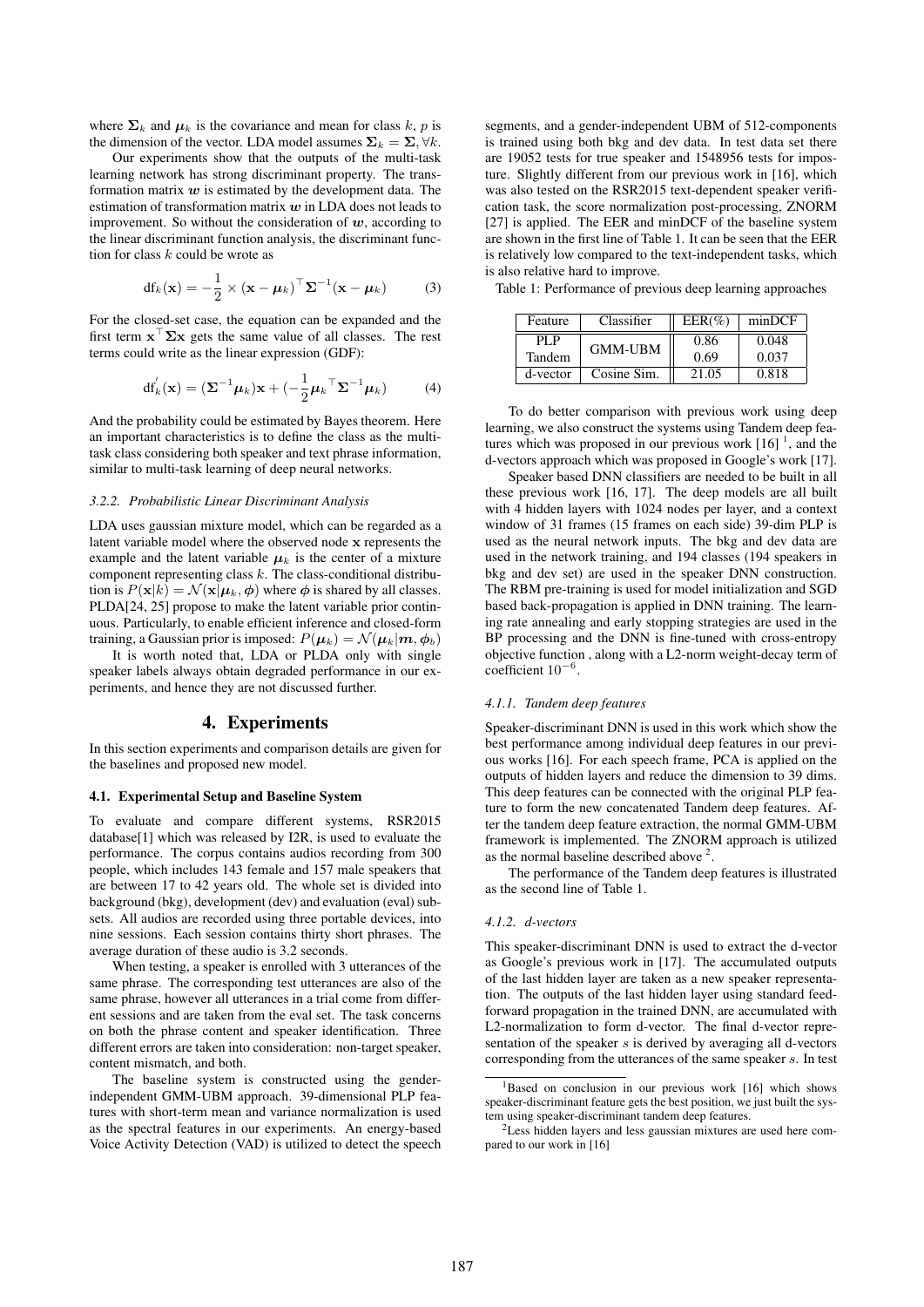where $\mathbf{\Sigma}_k$ and $\boldsymbol{\mu}_k$ is the covariance and mean for class $k$, $p$ is the dimension of the vector. LDA model assumes $\mathbf{\Sigma}_k = \mathbf{\Sigma}, \forall k$.

Our experiments show that the outputs of the multi-task learning network has strong discriminant property. The transformation matrix $\boldsymbol{w}$ is estimated by the development data. The estimation of transformation matrix $\boldsymbol{w}$ in LDA does not leads to improvement. So without the consideration of $\boldsymbol{w}$, according to the linear discriminant function analysis, the discriminant function for class $k$ could be wrote as

$$\mathrm{df}_k(\mathbf{x}) = -\frac{1}{2} \times (\mathbf{x} - \boldsymbol{\mu}_k)^\top \mathbf{\Sigma}^{-1}(\mathbf{x} - \boldsymbol{\mu}_k) \tag{3}$$

For the closed-set case, the equation can be expanded and the first term $\mathbf{x}^\top \mathbf{\Sigma} \mathbf{x}$ gets the same value of all classes. The rest terms could write as the linear expression (GDF):

$$\mathrm{df}_k^{'}(\mathbf{x}) = (\mathbf{\Sigma}^{-1}\boldsymbol{\mu}_k)\mathbf{x} + (-\frac{1}{2}\boldsymbol{\mu}_k{}^\top \mathbf{\Sigma}^{-1}\boldsymbol{\mu}_k) \tag{4}$$

And the probability could be estimated by Bayes theorem. Here an important characteristics is to define the class as the multi-task class considering both speaker and text phrase information, similar to multi-task learning of deep neural networks.

#### *3.2.2. Probabilistic Linear Discriminant Analysis*

LDA uses gaussian mixture model, which can be regarded as a latent variable model where the observed node $\mathbf{x}$ represents the example and the latent variable $\boldsymbol{\mu}_k$ is the center of a mixture component representing class $k$. The class-conditional distribution is $P(\mathbf{x}|k) = \mathcal{N}(\mathbf{x}|\boldsymbol{\mu}_k, \boldsymbol{\phi})$ where $\boldsymbol{\phi}$ is shared by all classes. PLDA[24, 25] propose to make the latent variable prior continuous. Particularly, to enable efficient inference and closed-form training, a Gaussian prior is imposed: $P(\boldsymbol{\mu}_k) = \mathcal{N}(\boldsymbol{\mu}_k|\boldsymbol{m}, \boldsymbol{\phi}_b)$

It is worth noted that, LDA or PLDA only with single speaker labels always obtain degraded performance in our experiments, and hence they are not discussed further.

## 4. Experiments

In this section experiments and comparison details are given for the baselines and proposed new model.

### 4.1. Experimental Setup and Baseline System

To evaluate and compare different systems, RSR2015 database[1] which was released by I2R, is used to evaluate the performance. The corpus contains audios recording from 300 people, which includes 143 female and 157 male speakers that are between 17 to 42 years old. The whole set is divided into background (bkg), development (dev) and evaluation (eval) subsets. All audios are recorded using three portable devices, into nine sessions. Each session contains thirty short phrases. The average duration of these audio is 3.2 seconds.

When testing, a speaker is enrolled with 3 utterances of the same phrase. The corresponding test utterances are also of the same phrase, however all utterances in a trial come from different sessions and are taken from the eval set. The task concerns on both the phrase content and speaker identification. Three different errors are taken into consideration: non-target speaker, content mismatch, and both.

The baseline system is constructed using the gender-independent GMM-UBM approach. 39-dimensional PLP features with short-term mean and variance normalization is used as the spectral features in our experiments. An energy-based Voice Activity Detection (VAD) is utilized to detect the speech segments, and a gender-independent UBM of 512-components is trained using both bkg and dev data. In test data set there are 19052 tests for true speaker and 1548956 tests for imposture. Slightly different from our previous work in [16], which was also tested on the RSR2015 text-dependent speaker verification task, the score normalization post-processing, ZNORM [27] is applied. The EER and minDCF of the baseline system are shown in the first line of Table 1. It can be seen that the EER is relatively low compared to the text-independent tasks, which is also relative hard to improve.

Table 1: Performance of previous deep learning approaches

| Feature | Classifier | EER(%) | minDCF |
|---|---|---|---|
| PLP | GMM-UBM | 0.86 | 0.048 |
| Tandem | | 0.69 | 0.037 |
| d-vector | Cosine Sim. | 21.05 | 0.818 |

To do better comparison with previous work using deep learning, we also construct the systems using Tandem deep features which was proposed in our previous work [16] [1], and the d-vectors approach which was proposed in Google's work [17].

Speaker based DNN classifiers are needed to be built in all these previous work [16, 17]. The deep models are all built with 4 hidden layers with 1024 nodes per layer, and a context window of 31 frames (15 frames on each side) 39-dim PLP is used as the neural network inputs. The bkg and dev data are used in the network training, and 194 classes (194 speakers in bkg and dev set) are used in the speaker DNN construction. The RBM pre-training is used for model initialization and SGD based back-propagation is applied in DNN training. The learning rate annealing and early stopping strategies are used in the BP processing and the DNN is fine-tuned with cross-entropy objective function , along with a L2-norm weight-decay term of coefficient $10^{-6}$.

#### *4.1.1. Tandem deep features*

Speaker-discriminant DNN is used in this work which show the best performance among individual deep features in our previous works [16]. For each speech frame, PCA is applied on the outputs of hidden layers and reduce the dimension to 39 dims. This deep features can be connected with the original PLP feature to form the new concatenated Tandem deep features. After the tandem deep feature extraction, the normal GMM-UBM framework is implemented. The ZNORM approach is utilized as the normal baseline described above [2].

The performance of the Tandem deep features is illustrated as the second line of Table 1.

#### *4.1.2. d-vectors*

This speaker-discriminant DNN is used to extract the d-vector as Google's previous work in [17]. The accumulated outputs of the last hidden layer are taken as a new speaker representation. The outputs of the last hidden layer using standard feed-forward propagation in the trained DNN, are accumulated with L2-normalization to form d-vector. The final d-vector representation of the speaker $s$ is derived by averaging all d-vectors corresponding from the utterances of the same speaker $s$. In test

[1] Based on conclusion in our previous work [16] which shows speaker-discriminant feature gets the best position, we just built the system using speaker-discriminant tandem deep features.

[2] Less hidden layers and less gaussian mixtures are used here compared to our work in [16]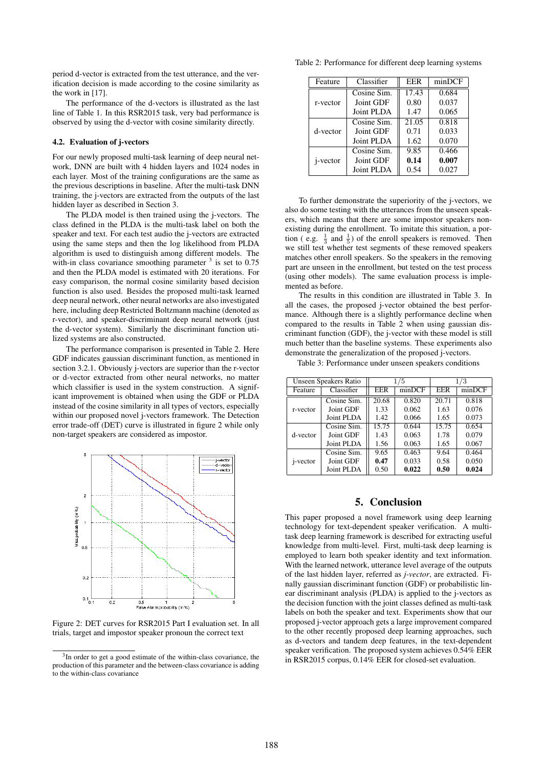period d-vector is extracted from the test utterance, and the verification decision is made according to the cosine similarity as the work in [17].

The performance of the d-vectors is illustrated as the last line of Table 1. In this RSR2015 task, very bad performance is observed by using the d-vector with cosine similarity directly.

### 4.2. Evaluation of j-vectors

For our newly proposed multi-task learning of deep neural network, DNN are built with 4 hidden layers and 1024 nodes in each layer. Most of the training configurations are the same as the previous descriptions in baseline. After the multi-task DNN training, the j-vectors are extracted from the outputs of the last hidden layer as described in Section 3.

The PLDA model is then trained using the j-vectors. The class defined in the PLDA is the multi-task label on both the speaker and text. For each test audio the j-vectors are extracted using the same steps and then the log likelihood from PLDA algorithm is used to distinguish among different models. The with-in class covariance smoothing parameter [3] is set to 0.75 and then the PLDA model is estimated with 20 iterations. For easy comparison, the normal cosine similarity based decision function is also used. Besides the proposed multi-task learned deep neural network, other neural networks are also investigated here, including deep Restricted Boltzmann machine (denoted as r-vector), and speaker-discriminant deep neural network (just the d-vector system). Similarly the discriminant function utilized systems are also constructed.

The performance comparison is presented in Table 2. Here GDF indicates gaussian discriminant function, as mentioned in section 3.2.1. Obviously j-vectors are superior than the r-vector or d-vector extracted from other neural networks, no matter which classifier is used in the system construction. A significant improvement is obtained when using the GDF or PLDA instead of the cosine similarity in all types of vectors, especially within our proposed novel j-vectors framework. The Detection error trade-off (DET) curve is illustrated in figure 2 while only non-target speakers are considered as impostor.

Figure 2: DET curves for RSR2015 Part I evaluation set. In all trials, target and impostor speaker pronoun the correct text

[3] In order to get a good estimate of the within-class covariance, the production of this parameter and the between-class covariance is adding to the within-class covariance

Table 2: Performance for different deep learning systems

| Feature | Classifier | EER | minDCF |
|---|---|---|---|
| r-vector | Cosine Sim. | 17.43 | 0.684 |
| | Joint GDF | 0.80 | 0.037 |
| | Joint PLDA | 1.47 | 0.065 |
| d-vector | Cosine Sim. | 21.05 | 0.818 |
| | Joint GDF | 0.71 | 0.033 |
| | Joint PLDA | 1.62 | 0.070 |
| j-vector | Cosine Sim. | 9.85 | 0.466 |
| | Joint GDF | **0.14** | **0.007** |
| | Joint PLDA | 0.54 | 0.027 |

To further demonstrate the superiority of the j-vectors, we also do some testing with the utterances from the unseen speakers, which means that there are some impostor speakers non-existing during the enrollment. To imitate this situation, a portion ( e.g. $\frac{1}{3}$ and $\frac{1}{5}$) of the enroll speakers is removed. Then we still test whether test segments of these removed speakers matches other enroll speakers. So the speakers in the removing part are unseen in the enrollment, but tested on the test process (using other models). The same evaluation process is implemented as before.

The results in this condition are illustrated in Table 3. In all the cases, the proposed j-vector obtained the best performance. Although there is a slightly performance decline when compared to the results in Table 2 when using gaussian discriminant function (GDF), the j-vector with these model is still much better than the baseline systems. These experiments also demonstrate the generalization of the proposed j-vectors.

Table 3: Performance under unseen speakers conditions

| Unseen Speakers Ratio | | $1/5$ | | $1/3$ | |
|---|---|---|---|---|---|
| Feature | Classifier | EER | minDCF | EER | minDCF |
| r-vector | Cosine Sim. | 20.68 | 0.820 | 20.71 | 0.818 |
| | Joint GDF | 1.33 | 0.062 | 1.63 | 0.076 |
| | Joint PLDA | 1.42 | 0.066 | 1.65 | 0.073 |
| d-vector | Cosine Sim. | 15.75 | 0.644 | 15.75 | 0.654 |
| | Joint GDF | 1.43 | 0.063 | 1.78 | 0.079 |
| | Joint PLDA | 1.56 | 0.063 | 1.65 | 0.067 |
| j-vector | Cosine Sim. | 9.65 | 0.463 | 9.64 | 0.464 |
| | Joint GDF | **0.47** | 0.033 | 0.58 | 0.050 |
| | Joint PLDA | 0.50 | **0.022** | **0.50** | **0.024** |

## 5. Conclusion

This paper proposed a novel framework using deep learning technology for text-dependent speaker verification. A multi-task deep learning framework is described for extracting useful knowledge from multi-level. First, multi-task deep learning is employed to learn both speaker identity and text information. With the learned network, utterance level average of the outputs of the last hidden layer, referred as *j-vector*, are extracted. Finally gaussian discriminant function (GDF) or probabilistic linear discriminant analysis (PLDA) is applied to the j-vectors as the decision function with the joint classes defined as multi-task labels on both the speaker and text. Experiments show that our proposed j-vector approach gets a large improvement compared to the other recently proposed deep learning approaches, such as d-vectors and tandem deep features, in the text-dependent speaker verification. The proposed system achieves 0.54% EER in RSR2015 corpus, 0.14% EER for closed-set evaluation.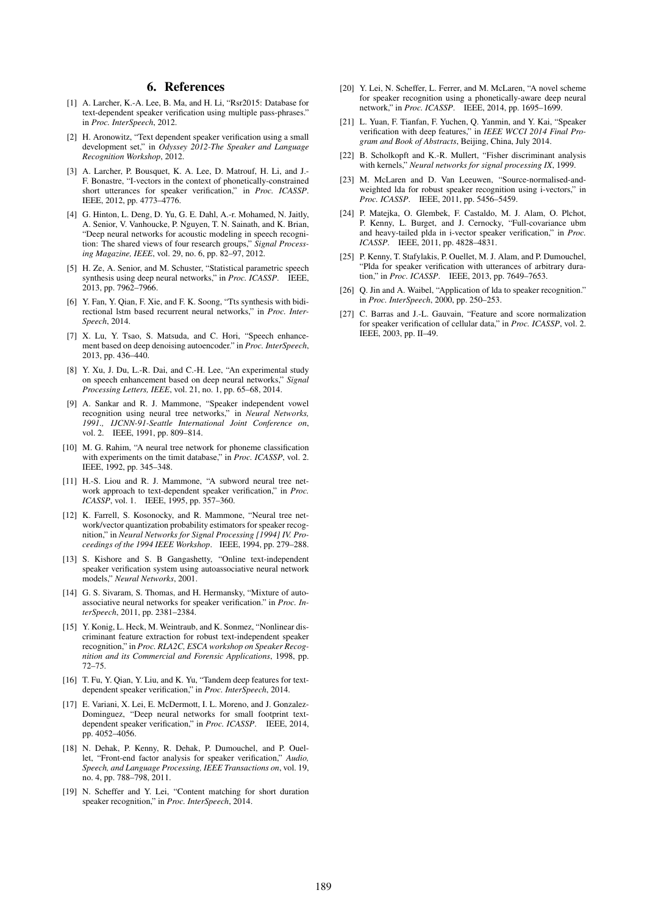## 6. References

[1] A. Larcher, K.-A. Lee, B. Ma, and H. Li, "Rsr2015: Database for text-dependent speaker verification using multiple pass-phrases." in *Proc. InterSpeech*, 2012.

[2] H. Aronowitz, "Text dependent speaker verification using a small development set," in *Odyssey 2012-The Speaker and Language Recognition Workshop*, 2012.

[3] A. Larcher, P. Bousquet, K. A. Lee, D. Matrouf, H. Li, and J.-F. Bonastre, "I-vectors in the context of phonetically-constrained short utterances for speaker verification," in *Proc. ICASSP*. IEEE, 2012, pp. 4773–4776.

[4] G. Hinton, L. Deng, D. Yu, G. E. Dahl, A.-r. Mohamed, N. Jaitly, A. Senior, V. Vanhoucke, P. Nguyen, T. N. Sainath, and K. Brian, "Deep neural networks for acoustic modeling in speech recognition: The shared views of four research groups," *Signal Processing Magazine, IEEE*, vol. 29, no. 6, pp. 82–97, 2012.

[5] H. Ze, A. Senior, and M. Schuster, "Statistical parametric speech synthesis using deep neural networks," in *Proc. ICASSP*. IEEE, 2013, pp. 7962–7966.

[6] Y. Fan, Y. Qian, F. Xie, and F. K. Soong, "Tts synthesis with bidirectional lstm based recurrent neural networks," in *Proc. InterSpeech*, 2014.

[7] X. Lu, Y. Tsao, S. Matsuda, and C. Hori, "Speech enhancement based on deep denoising autoencoder." in *Proc. InterSpeech*, 2013, pp. 436–440.

[8] Y. Xu, J. Du, L.-R. Dai, and C.-H. Lee, "An experimental study on speech enhancement based on deep neural networks," *Signal Processing Letters, IEEE*, vol. 21, no. 1, pp. 65–68, 2014.

[9] A. Sankar and R. J. Mammone, "Speaker independent vowel recognition using neural tree networks," in *Neural Networks, 1991., IJCNN-91-Seattle International Joint Conference on*, vol. 2. IEEE, 1991, pp. 809–814.

[10] M. G. Rahim, "A neural tree network for phoneme classification with experiments on the timit database," in *Proc. ICASSP*, vol. 2. IEEE, 1992, pp. 345–348.

[11] H.-S. Liou and R. J. Mammone, "A subword neural tree network approach to text-dependent speaker verification," in *Proc. ICASSP*, vol. 1. IEEE, 1995, pp. 357–360.

[12] K. Farrell, S. Kosonocky, and R. Mammone, "Neural tree network/vector quantization probability estimators for speaker recognition," in *Neural Networks for Signal Processing [1994] IV. Proceedings of the 1994 IEEE Workshop*. IEEE, 1994, pp. 279–288.

[13] S. Kishore and S. B Gangashetty, "Online text-independent speaker verification system using autoassociative neural network models," *Neural Networks*, 2001.

[14] G. S. Sivaram, S. Thomas, and H. Hermansky, "Mixture of auto-associative neural networks for speaker verification." in *Proc. InterSpeech*, 2011, pp. 2381–2384.

[15] Y. Konig, L. Heck, M. Weintraub, and K. Sonmez, "Nonlinear discriminant feature extraction for robust text-independent speaker recognition," in *Proc. RLA2C, ESCA workshop on Speaker Recognition and its Commercial and Forensic Applications*, 1998, pp. 72–75.

[16] T. Fu, Y. Qian, Y. Liu, and K. Yu, "Tandem deep features for text-dependent speaker verification," in *Proc. InterSpeech*, 2014.

[17] E. Variani, X. Lei, E. McDermott, I. L. Moreno, and J. Gonzalez-Dominguez, "Deep neural networks for small footprint text-dependent speaker verification," in *Proc. ICASSP*. IEEE, 2014, pp. 4052–4056.

[18] N. Dehak, P. Kenny, R. Dehak, P. Dumouchel, and P. Ouellet, "Front-end factor analysis for speaker verification," *Audio, Speech, and Language Processing, IEEE Transactions on*, vol. 19, no. 4, pp. 788–798, 2011.

[19] N. Scheffer and Y. Lei, "Content matching for short duration speaker recognition," in *Proc. InterSpeech*, 2014.

[20] Y. Lei, N. Scheffer, L. Ferrer, and M. McLaren, "A novel scheme for speaker recognition using a phonetically-aware deep neural network," in *Proc. ICASSP*. IEEE, 2014, pp. 1695–1699.

[21] L. Yuan, F. Tianfan, F. Yuchen, Q. Yanmin, and Y. Kai, "Speaker verification with deep features," in *IEEE WCCI 2014 Final Program and Book of Abstracts*, Beijing, China, July 2014.

[22] B. Scholkopft and K.-R. Mullert, "Fisher discriminant analysis with kernels," *Neural networks for signal processing IX*, 1999.

[23] M. McLaren and D. Van Leeuwen, "Source-normalised-and-weighted lda for robust speaker recognition using i-vectors," in *Proc. ICASSP*. IEEE, 2011, pp. 5456–5459.

[24] P. Matejka, O. Glembek, F. Castaldo, M. J. Alam, O. Plchot, P. Kenny, L. Burget, and J. Cernocky, "Full-covariance ubm and heavy-tailed plda in i-vector speaker verification," in *Proc. ICASSP*. IEEE, 2011, pp. 4828–4831.

[25] P. Kenny, T. Stafylakis, P. Ouellet, M. J. Alam, and P. Dumouchel, "Plda for speaker verification with utterances of arbitrary duration," in *Proc. ICASSP*. IEEE, 2013, pp. 7649–7653.

[26] Q. Jin and A. Waibel, "Application of lda to speaker recognition." in *Proc. InterSpeech*, 2000, pp. 250–253.

[27] C. Barras and J.-L. Gauvain, "Feature and score normalization for speaker verification of cellular data," in *Proc. ICASSP*, vol. 2. IEEE, 2003, pp. II–49.